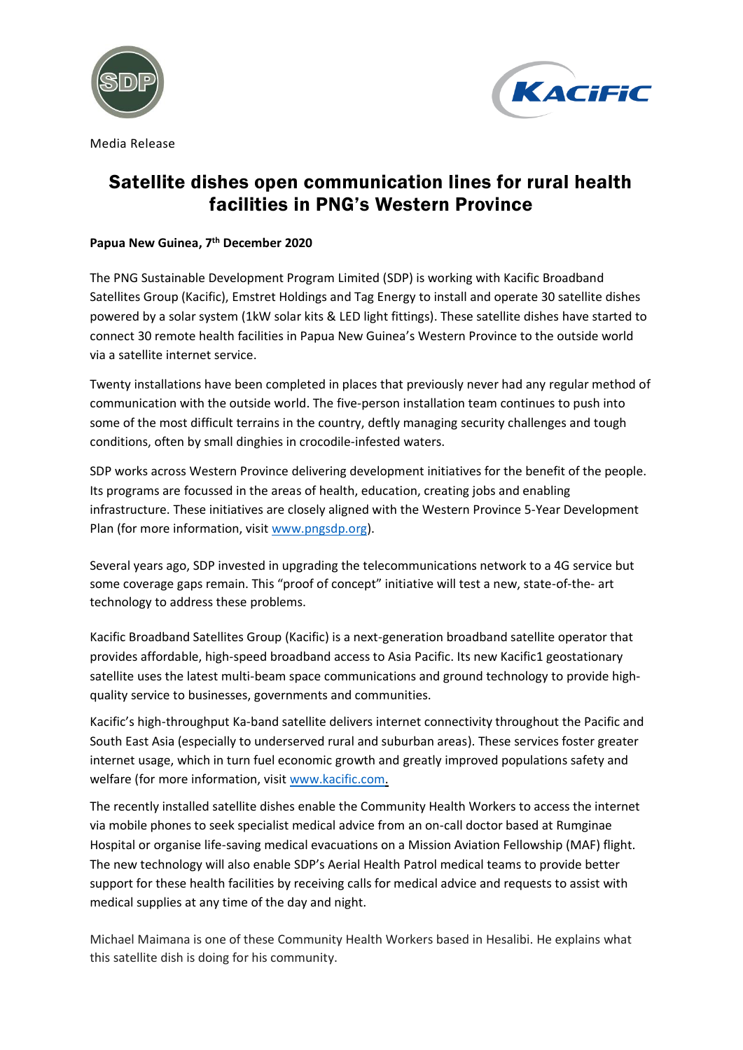Media Release

# Satellite dishes open communication lines for rural health facilities in PNG's Western Province

**Papua New Guinea, 7th December 2020**

The PNG Sustainable Development Program Limited (SDP) is working with Kacific Broadband Satellites Group (Kacific), Emstret Holdings and Tag Energy to install and operate 30 satellite dishes powered by a solar system (1kW solar kits & LED light fittings). These satellite dishes have started to connect 30 remote health facilities in Papua New Guinea's Western Province to the outside world via a satellite internet service.

Twenty installations have been completed in places that previously never had any regular method of communication with the outside world. The five-person installation team continues to push into some of the most difficult terrains in the country, deftly managing security challenges and tough conditions, often by small dinghies in crocodile-infested waters.

SDP works across Western Province delivering development initiatives for the benefit of the people. Its programs are focussed in the areas of health, education, creating jobs and enabling infrastructure. These initiatives are closely aligned with the Western Province 5-Year Development Plan (for more information, visit www.pngsdp.org).

Several years ago, SDP invested in upgrading the telecommunications network to a 4G service but some coverage gaps remain. This "proof of concept" initiative will test a new, state-of-the- art technology to address these problems.

Kacific Broadband Satellites Group (Kacific) is a next-generation broadband satellite operator that provides affordable, high-speed broadband access to Asia Pacific. Its new Kacific1 geostationary satellite uses the latest multi-beam space communications and ground technology to provide high-quality service to businesses, governments and communities.

Kacific's high-throughput Ka-band satellite delivers internet connectivity throughout the Pacific and South East Asia (especially to underserved rural and suburban areas). These services foster greater internet usage, which in turn fuel economic growth and greatly improved populations safety and welfare (for more information, visit www.kacific.com.

The recently installed satellite dishes enable the Community Health Workers to access the internet via mobile phones to seek specialist medical advice from an on-call doctor based at Rumginae Hospital or organise life-saving medical evacuations on a Mission Aviation Fellowship (MAF) flight. The new technology will also enable SDP's Aerial Health Patrol medical teams to provide better support for these health facilities by receiving calls for medical advice and requests to assist with medical supplies at any time of the day and night.

Michael Maimana is one of these Community Health Workers based in Hesalibi. He explains what this satellite dish is doing for his community.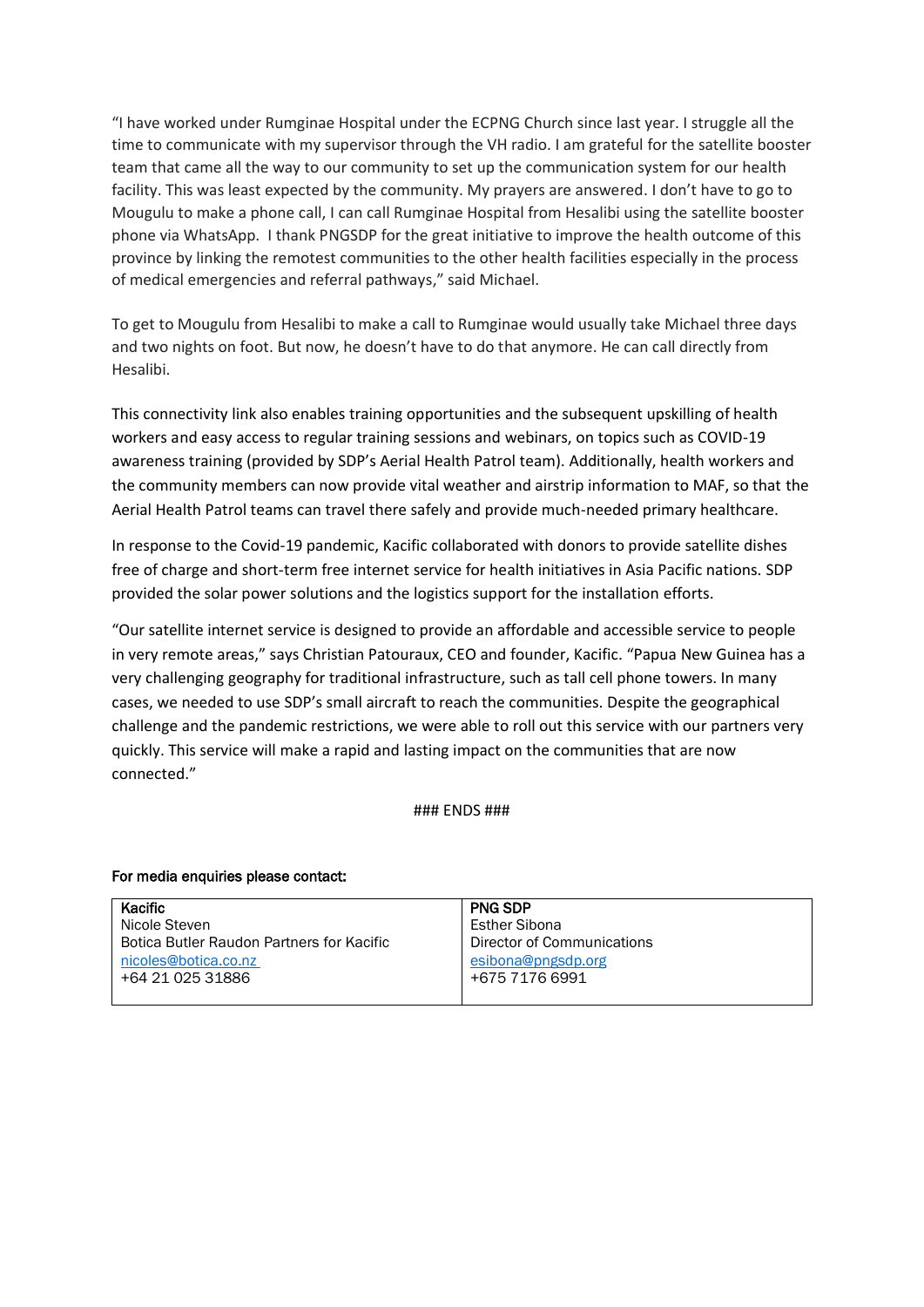"I have worked under Rumginae Hospital under the ECPNG Church since last year. I struggle all the time to communicate with my supervisor through the VH radio. I am grateful for the satellite booster team that came all the way to our community to set up the communication system for our health facility. This was least expected by the community. My prayers are answered. I don't have to go to Mougulu to make a phone call, I can call Rumginae Hospital from Hesalibi using the satellite booster phone via WhatsApp. I thank PNGSDP for the great initiative to improve the health outcome of this province by linking the remotest communities to the other health facilities especially in the process of medical emergencies and referral pathways," said Michael.

To get to Mougulu from Hesalibi to make a call to Rumginae would usually take Michael three days and two nights on foot. But now, he doesn't have to do that anymore. He can call directly from Hesalibi.

This connectivity link also enables training opportunities and the subsequent upskilling of health workers and easy access to regular training sessions and webinars, on topics such as COVID-19 awareness training (provided by SDP's Aerial Health Patrol team). Additionally, health workers and the community members can now provide vital weather and airstrip information to MAF, so that the Aerial Health Patrol teams can travel there safely and provide much-needed primary healthcare.

In response to the Covid-19 pandemic, Kacific collaborated with donors to provide satellite dishes free of charge and short-term free internet service for health initiatives in Asia Pacific nations. SDP provided the solar power solutions and the logistics support for the installation efforts.

"Our satellite internet service is designed to provide an affordable and accessible service to people in very remote areas," says Christian Patouraux, CEO and founder, Kacific. "Papua New Guinea has a very challenging geography for traditional infrastructure, such as tall cell phone towers. In many cases, we needed to use SDP's small aircraft to reach the communities. Despite the geographical challenge and the pandemic restrictions, we were able to roll out this service with our partners very quickly. This service will make a rapid and lasting impact on the communities that are now connected."

### ENDS ###

**For media enquiries please contact:**

| Kacific | PNG SDP |
|---|---|
| Nicole Steven | Esther Sibona |
| Botica Butler Raudon Partners for Kacific | Director of Communications |
| nicoles@botica.co.nz | esibona@pngsdp.org |
| +64 21 025 31886 | +675 7176 6991 |